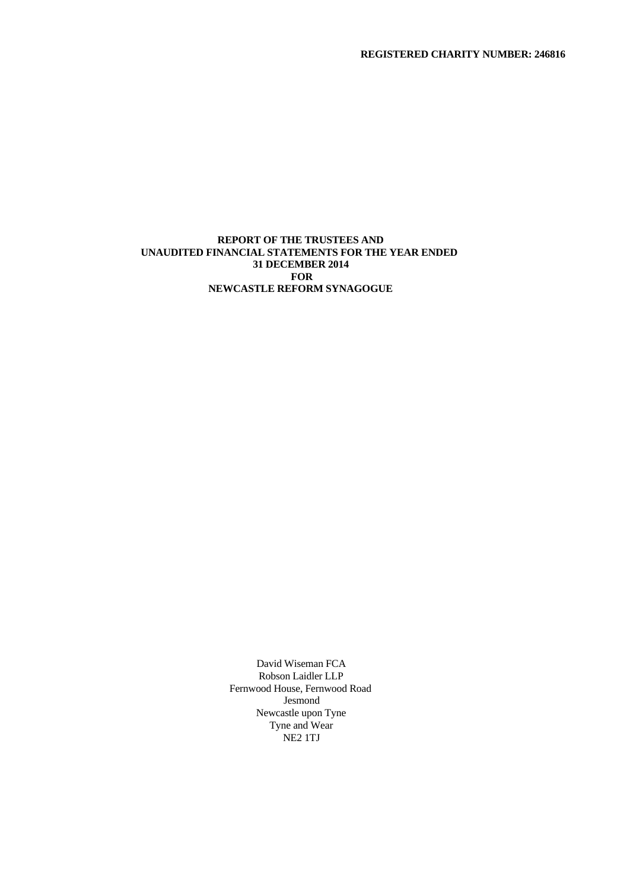**REGISTERED CHARITY NUMBER: 246816**

# REPORT OF THE TRUSTEES AND UNAUDITED FINANCIAL STATEMENTS FOR THE YEAR ENDED 31 DECEMBER 2014 FOR NEWCASTLE REFORM SYNAGOGUE

David Wiseman FCA
Robson Laidler LLP
Fernwood House, Fernwood Road
Jesmond
Newcastle upon Tyne
Tyne and Wear
NE2 1TJ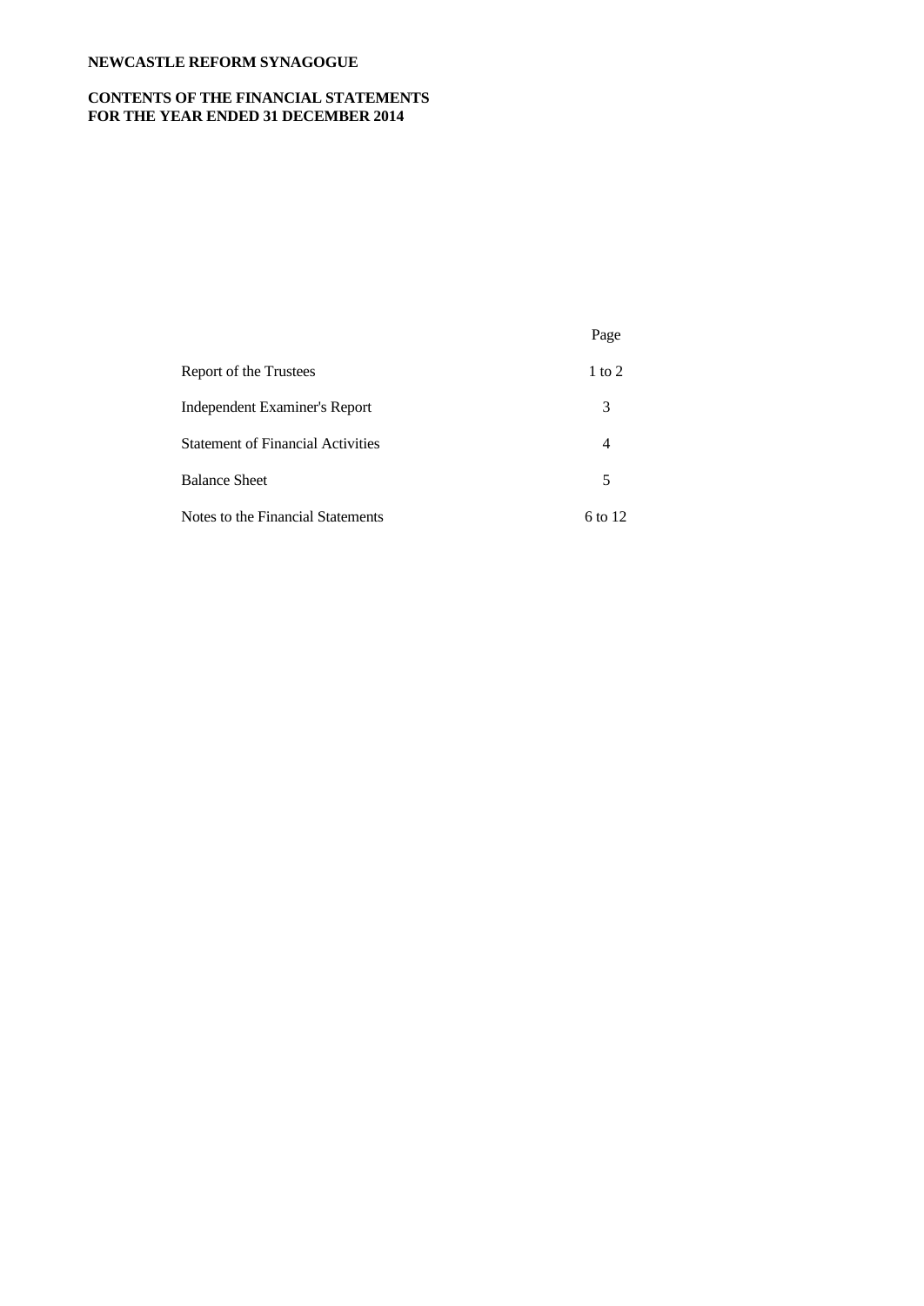**NEWCASTLE REFORM SYNAGOGUE**

**CONTENTS OF THE FINANCIAL STATEMENTS**
**FOR THE YEAR ENDED 31 DECEMBER 2014**

| | Page |
|---|---|
| Report of the Trustees | 1 to 2 |
| Independent Examiner's Report | 3 |
| Statement of Financial Activities | 4 |
| Balance Sheet | 5 |
| Notes to the Financial Statements | 6 to 12 |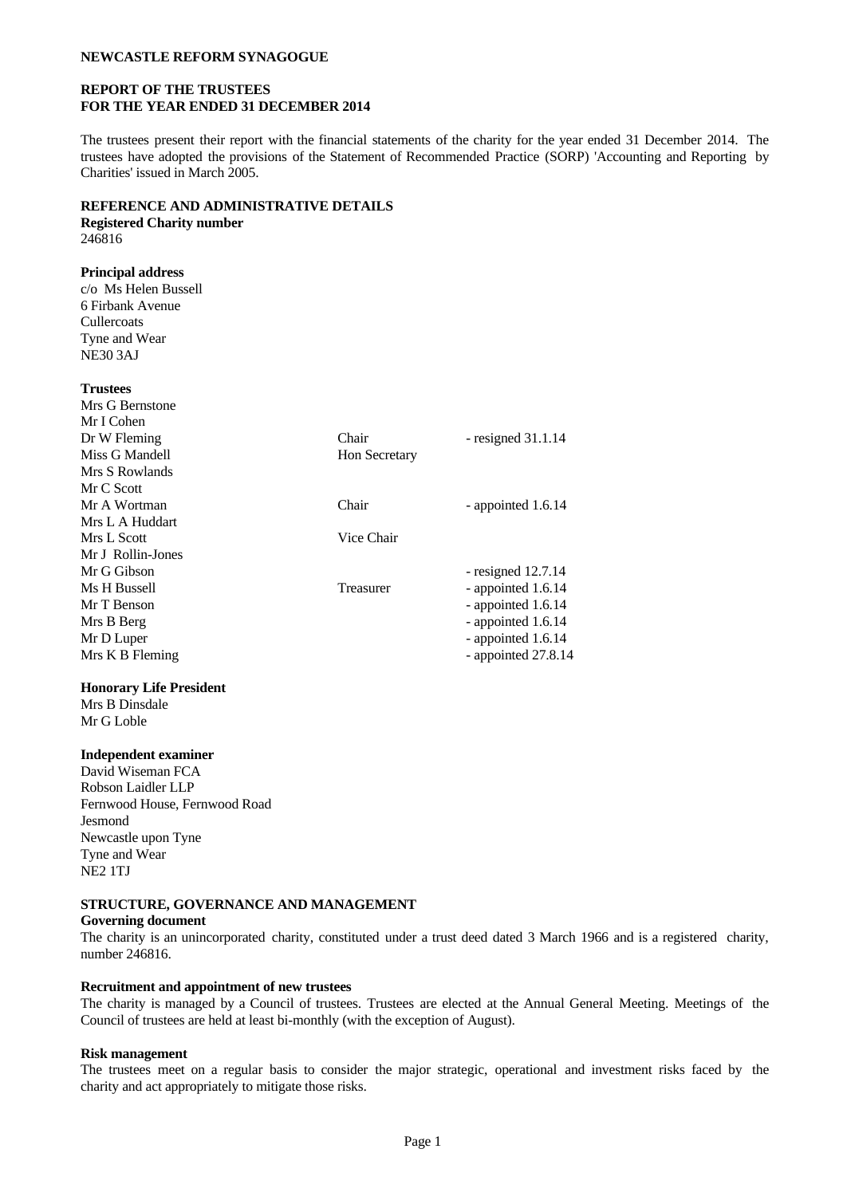**NEWCASTLE REFORM SYNAGOGUE**

**REPORT OF THE TRUSTEES**
**FOR THE YEAR ENDED 31 DECEMBER 2014**

The trustees present their report with the financial statements of the charity for the year ended 31 December 2014. The trustees have adopted the provisions of the Statement of Recommended Practice (SORP) 'Accounting and Reporting by Charities' issued in March 2005.

**REFERENCE AND ADMINISTRATIVE DETAILS**

**Registered Charity number**
246816

**Principal address**
c/o Ms Helen Bussell
6 Firbank Avenue
Cullercoats
Tyne and Wear
NE30 3AJ

**Trustees**

| | | |
|---|---|---|
| Mrs G Bernstone | | |
| Mr I Cohen | | |
| Dr W Fleming | Chair | - resigned 31.1.14 |
| Miss G Mandell | Hon Secretary | |
| Mrs S Rowlands | | |
| Mr C Scott | | |
| Mr A Wortman | Chair | - appointed 1.6.14 |
| Mrs L A Huddart | | |
| Mrs L Scott | Vice Chair | |
| Mr J Rollin-Jones | | |
| Mr G Gibson | | - resigned 12.7.14 |
| Ms H Bussell | Treasurer | - appointed 1.6.14 |
| Mr T Benson | | - appointed 1.6.14 |
| Mrs B Berg | | - appointed 1.6.14 |
| Mr D Luper | | - appointed 1.6.14 |
| Mrs K B Fleming | | - appointed 27.8.14 |

**Honorary Life President**
Mrs B Dinsdale
Mr G Loble

**Independent examiner**
David Wiseman FCA
Robson Laidler LLP
Fernwood House, Fernwood Road
Jesmond
Newcastle upon Tyne
Tyne and Wear
NE2 1TJ

**STRUCTURE, GOVERNANCE AND MANAGEMENT**

**Governing document**
The charity is an unincorporated charity, constituted under a trust deed dated 3 March 1966 and is a registered charity, number 246816.

**Recruitment and appointment of new trustees**
The charity is managed by a Council of trustees. Trustees are elected at the Annual General Meeting. Meetings of the Council of trustees are held at least bi-monthly (with the exception of August).

**Risk management**
The trustees meet on a regular basis to consider the major strategic, operational and investment risks faced by the charity and act appropriately to mitigate those risks.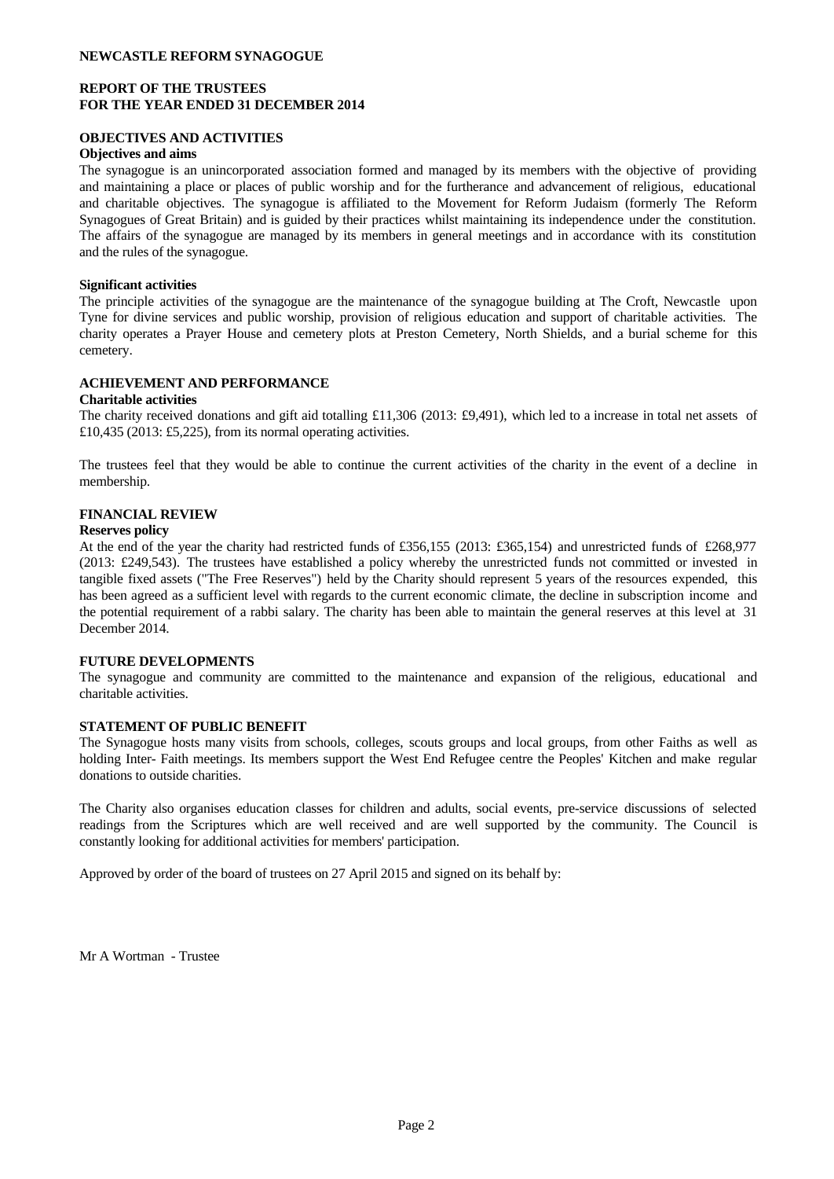**NEWCASTLE REFORM SYNAGOGUE**

**REPORT OF THE TRUSTEES**
**FOR THE YEAR ENDED 31 DECEMBER 2014**

## OBJECTIVES AND ACTIVITIES

### Objectives and aims

The synagogue is an unincorporated association formed and managed by its members with the objective of providing and maintaining a place or places of public worship and for the furtherance and advancement of religious, educational and charitable objectives. The synagogue is affiliated to the Movement for Reform Judaism (formerly The Reform Synagogues of Great Britain) and is guided by their practices whilst maintaining its independence under the constitution. The affairs of the synagogue are managed by its members in general meetings and in accordance with its constitution and the rules of the synagogue.

### Significant activities

The principle activities of the synagogue are the maintenance of the synagogue building at The Croft, Newcastle upon Tyne for divine services and public worship, provision of religious education and support of charitable activities. The charity operates a Prayer House and cemetery plots at Preston Cemetery, North Shields, and a burial scheme for this cemetery.

## ACHIEVEMENT AND PERFORMANCE

### Charitable activities

The charity received donations and gift aid totalling £11,306 (2013: £9,491), which led to a increase in total net assets of £10,435 (2013: £5,225), from its normal operating activities.

The trustees feel that they would be able to continue the current activities of the charity in the event of a decline in membership.

## FINANCIAL REVIEW

### Reserves policy

At the end of the year the charity had restricted funds of £356,155 (2013: £365,154) and unrestricted funds of £268,977 (2013: £249,543). The trustees have established a policy whereby the unrestricted funds not committed or invested in tangible fixed assets ("The Free Reserves") held by the Charity should represent 5 years of the resources expended, this has been agreed as a sufficient level with regards to the current economic climate, the decline in subscription income and the potential requirement of a rabbi salary. The charity has been able to maintain the general reserves at this level at 31 December 2014.

## FUTURE DEVELOPMENTS

The synagogue and community are committed to the maintenance and expansion of the religious, educational and charitable activities.

## STATEMENT OF PUBLIC BENEFIT

The Synagogue hosts many visits from schools, colleges, scouts groups and local groups, from other Faiths as well as holding Inter- Faith meetings. Its members support the West End Refugee centre the Peoples' Kitchen and make regular donations to outside charities.

The Charity also organises education classes for children and adults, social events, pre-service discussions of selected readings from the Scriptures which are well received and are well supported by the community. The Council is constantly looking for additional activities for members' participation.

Approved by order of the board of trustees on 27 April 2015 and signed on its behalf by:

Mr A Wortman - Trustee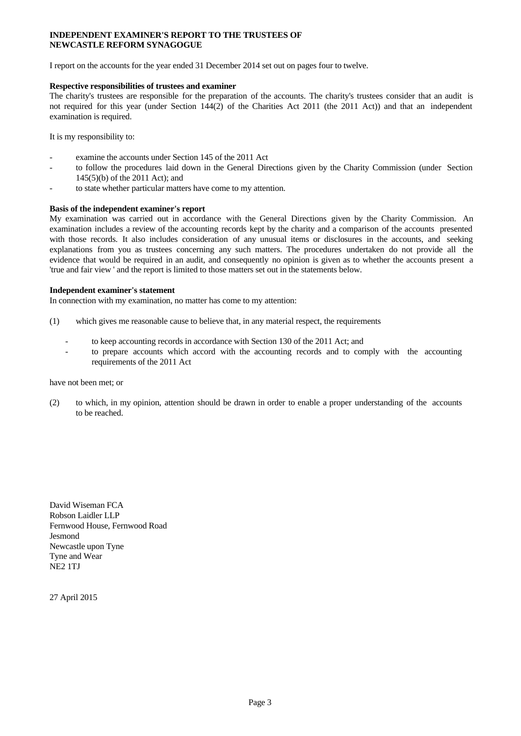**INDEPENDENT EXAMINER'S REPORT TO THE TRUSTEES OF NEWCASTLE REFORM SYNAGOGUE**

I report on the accounts for the year ended 31 December 2014 set out on pages four to twelve.

**Respective responsibilities of trustees and examiner**

The charity's trustees are responsible for the preparation of the accounts. The charity's trustees consider that an audit is not required for this year (under Section 144(2) of the Charities Act 2011 (the 2011 Act)) and that an independent examination is required.

It is my responsibility to:

- examine the accounts under Section 145 of the 2011 Act
- to follow the procedures laid down in the General Directions given by the Charity Commission (under Section 145(5)(b) of the 2011 Act); and
- to state whether particular matters have come to my attention.

**Basis of the independent examiner's report**

My examination was carried out in accordance with the General Directions given by the Charity Commission. An examination includes a review of the accounting records kept by the charity and a comparison of the accounts presented with those records. It also includes consideration of any unusual items or disclosures in the accounts, and seeking explanations from you as trustees concerning any such matters. The procedures undertaken do not provide all the evidence that would be required in an audit, and consequently no opinion is given as to whether the accounts present a 'true and fair view ' and the report is limited to those matters set out in the statements below.

**Independent examiner's statement**

In connection with my examination, no matter has come to my attention:

(1) which gives me reasonable cause to believe that, in any material respect, the requirements

- to keep accounting records in accordance with Section 130 of the 2011 Act; and
- to prepare accounts which accord with the accounting records and to comply with the accounting requirements of the 2011 Act

have not been met; or

(2) to which, in my opinion, attention should be drawn in order to enable a proper understanding of the accounts to be reached.

David Wiseman FCA
Robson Laidler LLP
Fernwood House, Fernwood Road
Jesmond
Newcastle upon Tyne
Tyne and Wear
NE2 1TJ

27 April 2015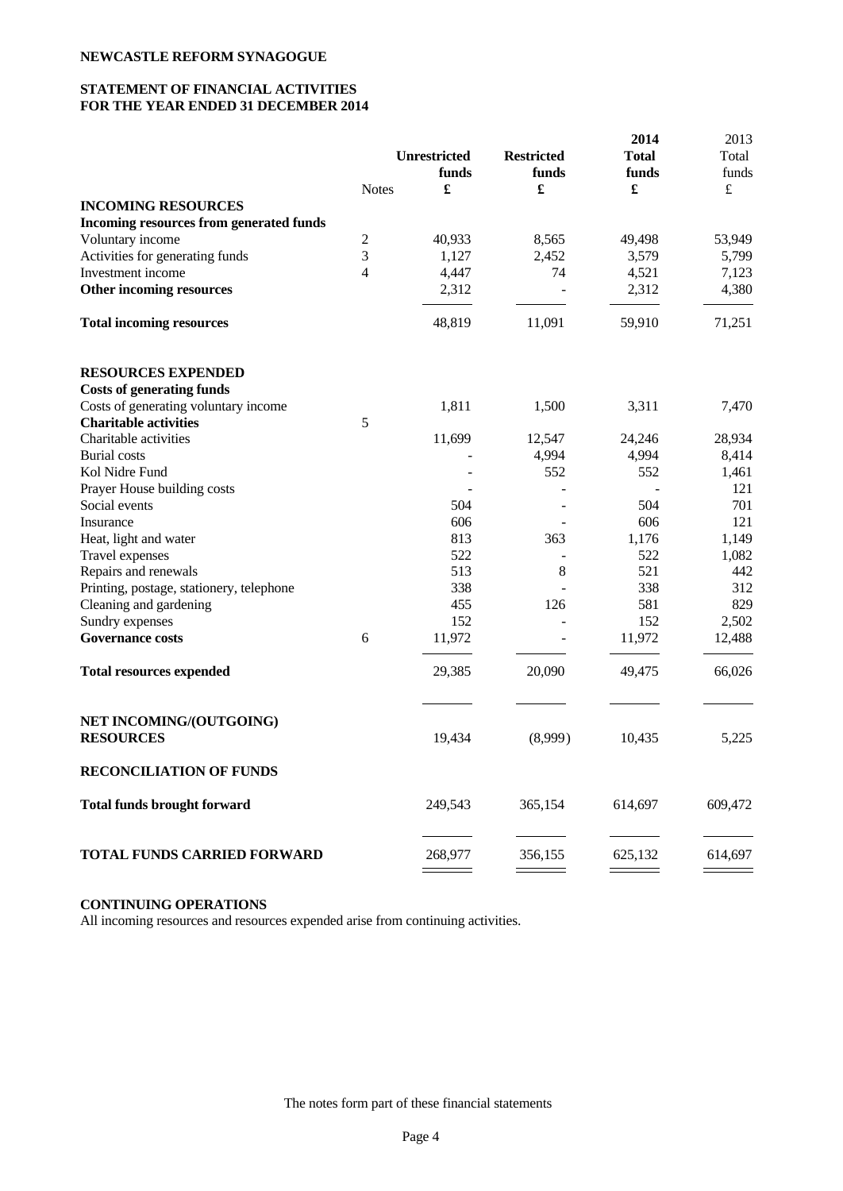**NEWCASTLE REFORM SYNAGOGUE**

**STATEMENT OF FINANCIAL ACTIVITIES**
**FOR THE YEAR ENDED 31 DECEMBER 2014**

| | Notes | Unrestricted funds £ | Restricted funds £ | 2014 Total funds £ | 2013 Total funds £ |
|---|---|---|---|---|---|
| **INCOMING RESOURCES** | | | | | |
| **Incoming resources from generated funds** | | | | | |
| Voluntary income | 2 | 40,933 | 8,565 | 49,498 | 53,949 |
| Activities for generating funds | 3 | 1,127 | 2,452 | 3,579 | 5,799 |
| Investment income | 4 | 4,447 | 74 | 4,521 | 7,123 |
| **Other incoming resources** | | 2,312 | - | 2,312 | 4,380 |
| **Total incoming resources** | | 48,819 | 11,091 | 59,910 | 71,251 |
| **RESOURCES EXPENDED** | | | | | |
| **Costs of generating funds** | | | | | |
| Costs of generating voluntary income | | 1,811 | 1,500 | 3,311 | 7,470 |
| **Charitable activities** | 5 | | | | |
| Charitable activities | | 11,699 | 12,547 | 24,246 | 28,934 |
| Burial costs | | - | 4,994 | 4,994 | 8,414 |
| Kol Nidre Fund | | - | 552 | 552 | 1,461 |
| Prayer House building costs | | - | - | - | 121 |
| Social events | | 504 | - | 504 | 701 |
| Insurance | | 606 | - | 606 | 121 |
| Heat, light and water | | 813 | 363 | 1,176 | 1,149 |
| Travel expenses | | 522 | - | 522 | 1,082 |
| Repairs and renewals | | 513 | 8 | 521 | 442 |
| Printing, postage, stationery, telephone | | 338 | - | 338 | 312 |
| Cleaning and gardening | | 455 | 126 | 581 | 829 |
| Sundry expenses | | 152 | - | 152 | 2,502 |
| **Governance costs** | 6 | 11,972 | - | 11,972 | 12,488 |
| **Total resources expended** | | 29,385 | 20,090 | 49,475 | 66,026 |
| **NET INCOMING/(OUTGOING) RESOURCES** | | 19,434 | (8,999) | 10,435 | 5,225 |
| **RECONCILIATION OF FUNDS** | | | | | |
| **Total funds brought forward** | | 249,543 | 365,154 | 614,697 | 609,472 |
| **TOTAL FUNDS CARRIED FORWARD** | | 268,977 | 356,155 | 625,132 | 614,697 |

**CONTINUING OPERATIONS**

All incoming resources and resources expended arise from continuing activities.

The notes form part of these financial statements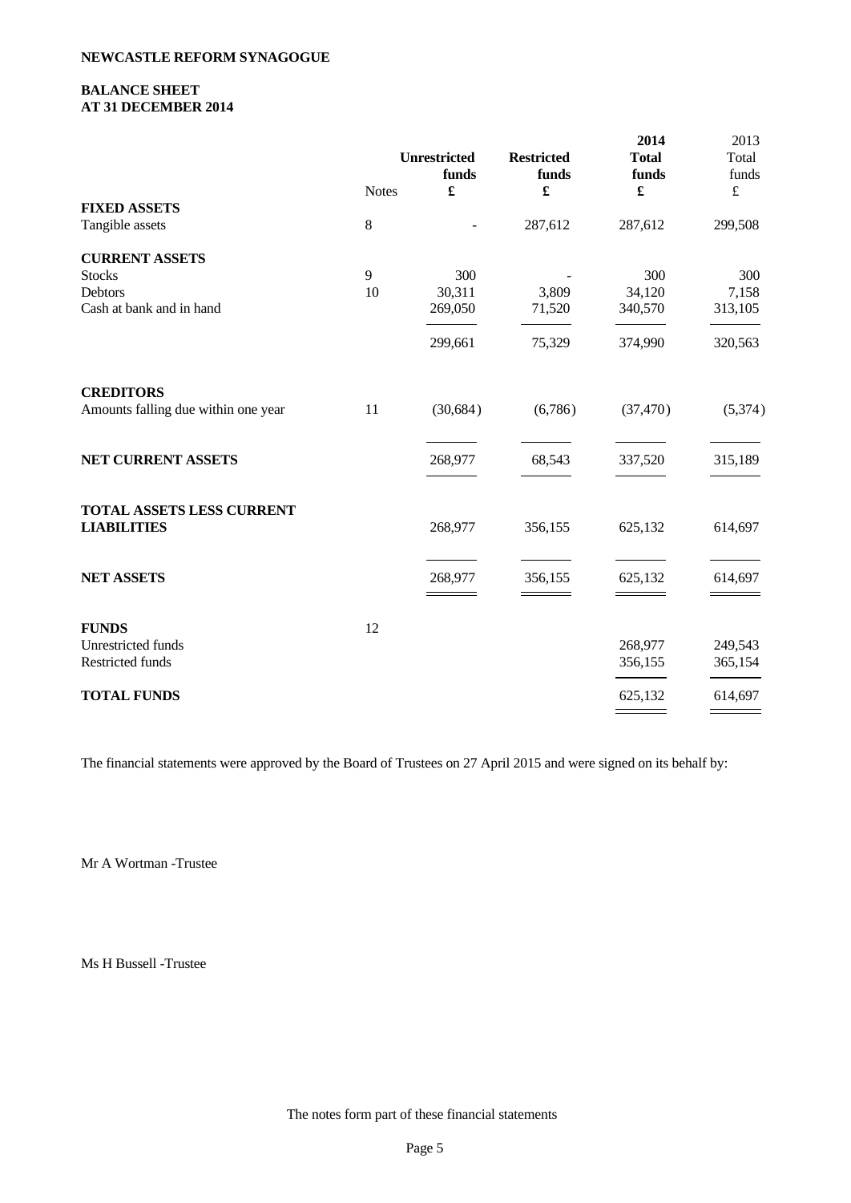**NEWCASTLE REFORM SYNAGOGUE**

**BALANCE SHEET**
**AT 31 DECEMBER 2014**

| | Notes | Unrestricted funds £ | Restricted funds £ | 2014 Total funds £ | 2013 Total funds £ |
|---|---|---|---|---|---|
| **FIXED ASSETS** | | | | | |
| Tangible assets | 8 | - | 287,612 | 287,612 | 299,508 |
| **CURRENT ASSETS** | | | | | |
| Stocks | 9 | 300 | - | 300 | 300 |
| Debtors | 10 | 30,311 | 3,809 | 34,120 | 7,158 |
| Cash at bank and in hand | | 269,050 | 71,520 | 340,570 | 313,105 |
| | | 299,661 | 75,329 | 374,990 | 320,563 |
| **CREDITORS** | | | | | |
| Amounts falling due within one year | 11 | (30,684) | (6,786) | (37,470) | (5,374) |
| **NET CURRENT ASSETS** | | 268,977 | 68,543 | 337,520 | 315,189 |
| **TOTAL ASSETS LESS CURRENT LIABILITIES** | | 268,977 | 356,155 | 625,132 | 614,697 |
| **NET ASSETS** | | 268,977 | 356,155 | 625,132 | 614,697 |
| **FUNDS** | 12 | | | | |
| Unrestricted funds | | | | 268,977 | 249,543 |
| Restricted funds | | | | 356,155 | 365,154 |
| **TOTAL FUNDS** | | | | 625,132 | 614,697 |

The financial statements were approved by the Board of Trustees on 27 April 2015 and were signed on its behalf by:

Mr A Wortman -Trustee

Ms H Bussell -Trustee

The notes form part of these financial statements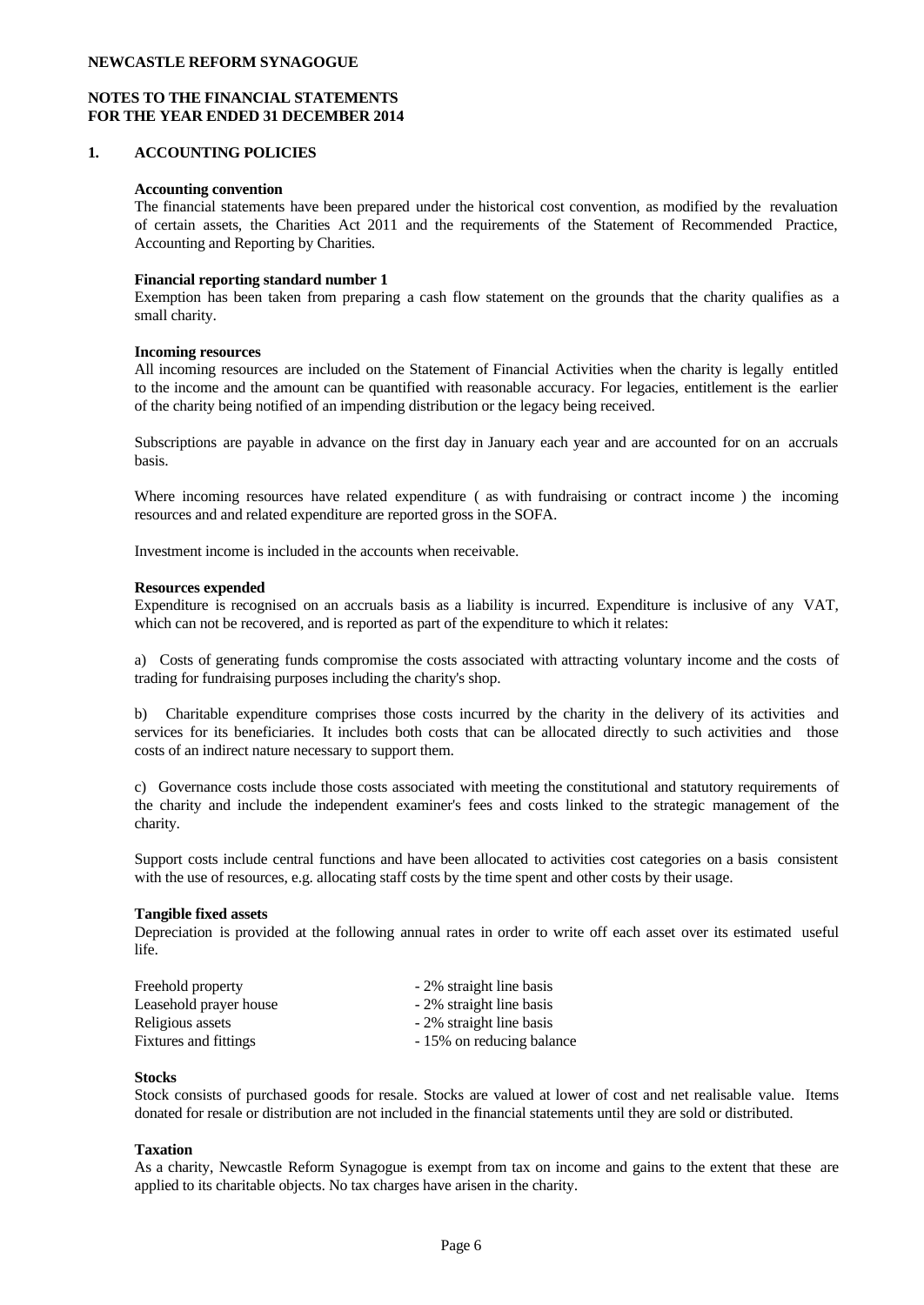# NEWCASTLE REFORM SYNAGOGUE

## NOTES TO THE FINANCIAL STATEMENTS FOR THE YEAR ENDED 31 DECEMBER 2014

### 1. ACCOUNTING POLICIES

**Accounting convention**

The financial statements have been prepared under the historical cost convention, as modified by the revaluation of certain assets, the Charities Act 2011 and the requirements of the Statement of Recommended Practice, Accounting and Reporting by Charities.

**Financial reporting standard number 1**

Exemption has been taken from preparing a cash flow statement on the grounds that the charity qualifies as a small charity.

**Incoming resources**

All incoming resources are included on the Statement of Financial Activities when the charity is legally entitled to the income and the amount can be quantified with reasonable accuracy. For legacies, entitlement is the earlier of the charity being notified of an impending distribution or the legacy being received.

Subscriptions are payable in advance on the first day in January each year and are accounted for on an accruals basis.

Where incoming resources have related expenditure ( as with fundraising or contract income ) the incoming resources and and related expenditure are reported gross in the SOFA.

Investment income is included in the accounts when receivable.

**Resources expended**

Expenditure is recognised on an accruals basis as a liability is incurred. Expenditure is inclusive of any VAT, which can not be recovered, and is reported as part of the expenditure to which it relates:

a) Costs of generating funds compromise the costs associated with attracting voluntary income and the costs of trading for fundraising purposes including the charity's shop.

b) Charitable expenditure comprises those costs incurred by the charity in the delivery of its activities and services for its beneficiaries. It includes both costs that can be allocated directly to such activities and those costs of an indirect nature necessary to support them.

c) Governance costs include those costs associated with meeting the constitutional and statutory requirements of the charity and include the independent examiner's fees and costs linked to the strategic management of the charity.

Support costs include central functions and have been allocated to activities cost categories on a basis consistent with the use of resources, e.g. allocating staff costs by the time spent and other costs by their usage.

**Tangible fixed assets**

Depreciation is provided at the following annual rates in order to write off each asset over its estimated useful life.

| | |
|---|---|
| Freehold property | - 2% straight line basis |
| Leasehold prayer house | - 2% straight line basis |
| Religious assets | - 2% straight line basis |
| Fixtures and fittings | - 15% on reducing balance |

**Stocks**

Stock consists of purchased goods for resale. Stocks are valued at lower of cost and net realisable value. Items donated for resale or distribution are not included in the financial statements until they are sold or distributed.

**Taxation**

As a charity, Newcastle Reform Synagogue is exempt from tax on income and gains to the extent that these are applied to its charitable objects. No tax charges have arisen in the charity.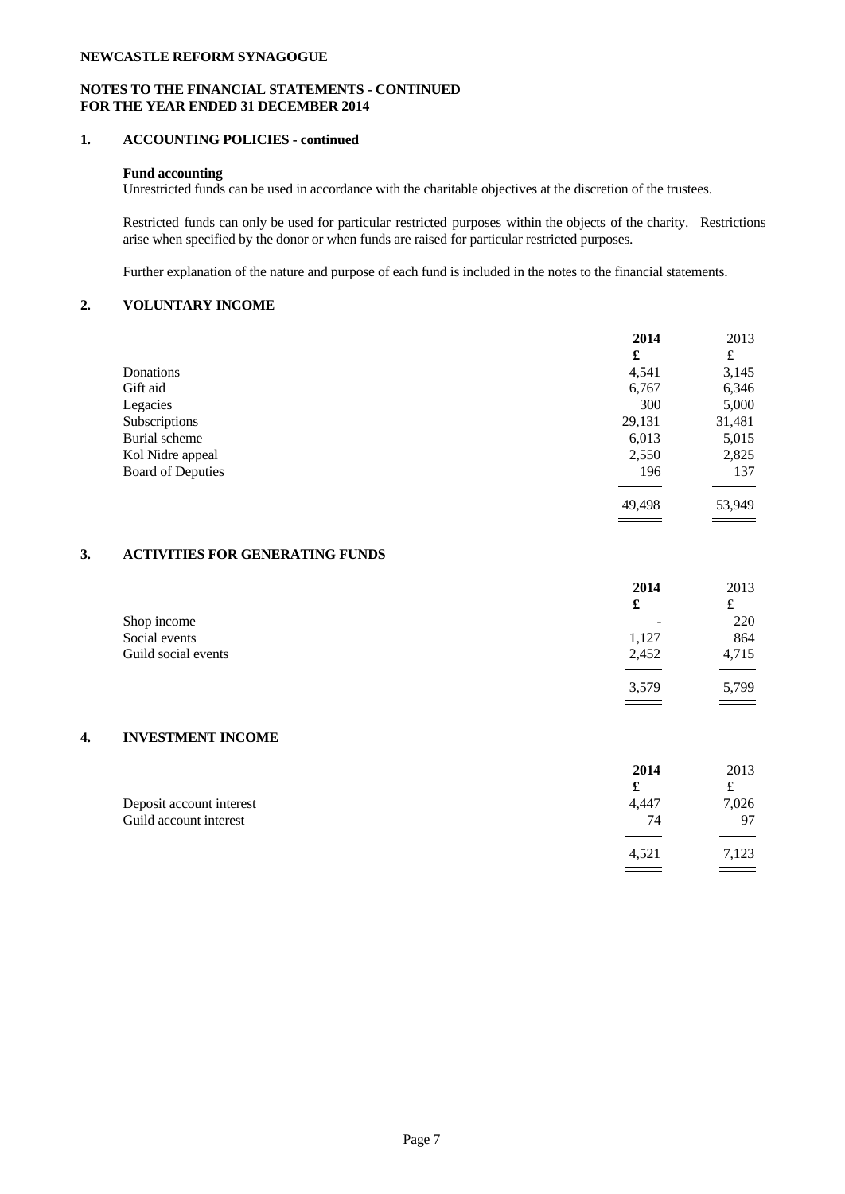**NEWCASTLE REFORM SYNAGOGUE**

**NOTES TO THE FINANCIAL STATEMENTS - CONTINUED**
**FOR THE YEAR ENDED 31 DECEMBER 2014**

## 1. ACCOUNTING POLICIES - continued

**Fund accounting**

Unrestricted funds can be used in accordance with the charitable objectives at the discretion of the trustees.

Restricted funds can only be used for particular restricted purposes within the objects of the charity. Restrictions arise when specified by the donor or when funds are raised for particular restricted purposes.

Further explanation of the nature and purpose of each fund is included in the notes to the financial statements.

## 2. VOLUNTARY INCOME

| | **2014** | 2013 |
|---|---|---|
| | **£** | £ |
| Donations | 4,541 | 3,145 |
| Gift aid | 6,767 | 6,346 |
| Legacies | 300 | 5,000 |
| Subscriptions | 29,131 | 31,481 |
| Burial scheme | 6,013 | 5,015 |
| Kol Nidre appeal | 2,550 | 2,825 |
| Board of Deputies | 196 | 137 |
| | 49,498 | 53,949 |

## 3. ACTIVITIES FOR GENERATING FUNDS

| | **2014** | 2013 |
|---|---|---|
| | **£** | £ |
| Shop income | - | 220 |
| Social events | 1,127 | 864 |
| Guild social events | 2,452 | 4,715 |
| | 3,579 | 5,799 |

## 4. INVESTMENT INCOME

| | **2014** | 2013 |
|---|---|---|
| | **£** | £ |
| Deposit account interest | 4,447 | 7,026 |
| Guild account interest | 74 | 97 |
| | 4,521 | 7,123 |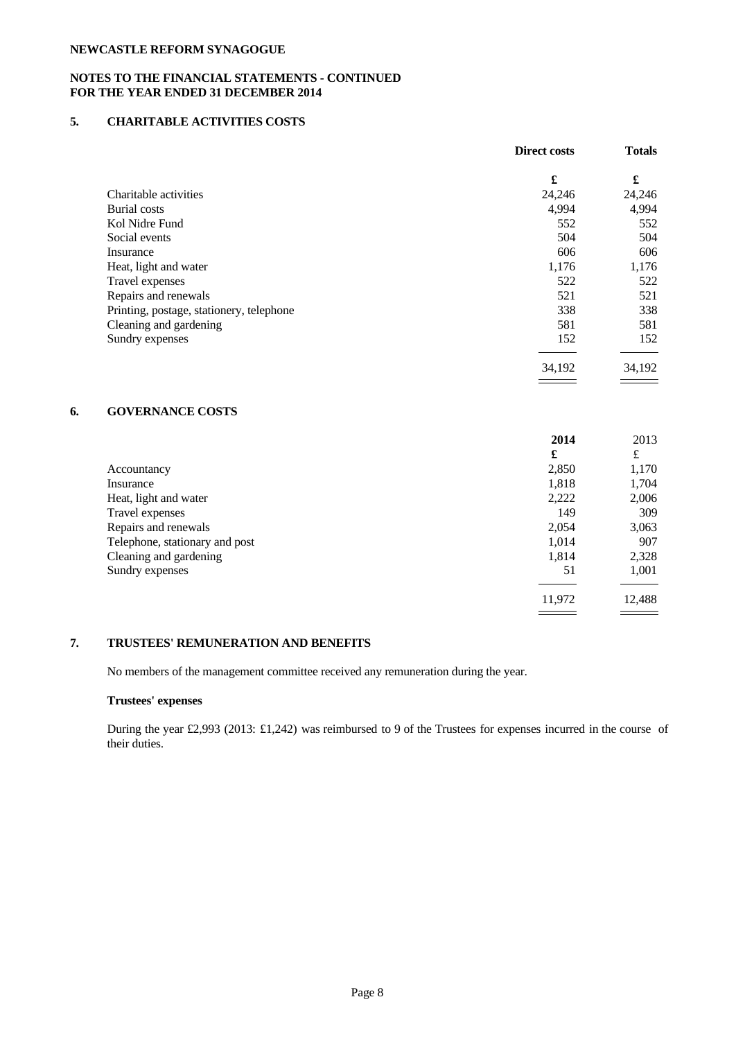**NEWCASTLE REFORM SYNAGOGUE**

**NOTES TO THE FINANCIAL STATEMENTS - CONTINUED**
**FOR THE YEAR ENDED 31 DECEMBER 2014**

## 5. CHARITABLE ACTIVITIES COSTS

| | **Direct costs** | **Totals** |
|---|---|---|
| | **£** | **£** |
| Charitable activities | 24,246 | 24,246 |
| Burial costs | 4,994 | 4,994 |
| Kol Nidre Fund | 552 | 552 |
| Social events | 504 | 504 |
| Insurance | 606 | 606 |
| Heat, light and water | 1,176 | 1,176 |
| Travel expenses | 522 | 522 |
| Repairs and renewals | 521 | 521 |
| Printing, postage, stationery, telephone | 338 | 338 |
| Cleaning and gardening | 581 | 581 |
| Sundry expenses | 152 | 152 |
| | 34,192 | 34,192 |

## 6. GOVERNANCE COSTS

| | **2014** | 2013 |
|---|---|---|
| | **£** | £ |
| Accountancy | 2,850 | 1,170 |
| Insurance | 1,818 | 1,704 |
| Heat, light and water | 2,222 | 2,006 |
| Travel expenses | 149 | 309 |
| Repairs and renewals | 2,054 | 3,063 |
| Telephone, stationary and post | 1,014 | 907 |
| Cleaning and gardening | 1,814 | 2,328 |
| Sundry expenses | 51 | 1,001 |
| | 11,972 | 12,488 |

## 7. TRUSTEES' REMUNERATION AND BENEFITS

No members of the management committee received any remuneration during the year.

**Trustees' expenses**

During the year £2,993 (2013: £1,242) was reimbursed to 9 of the Trustees for expenses incurred in the course of their duties.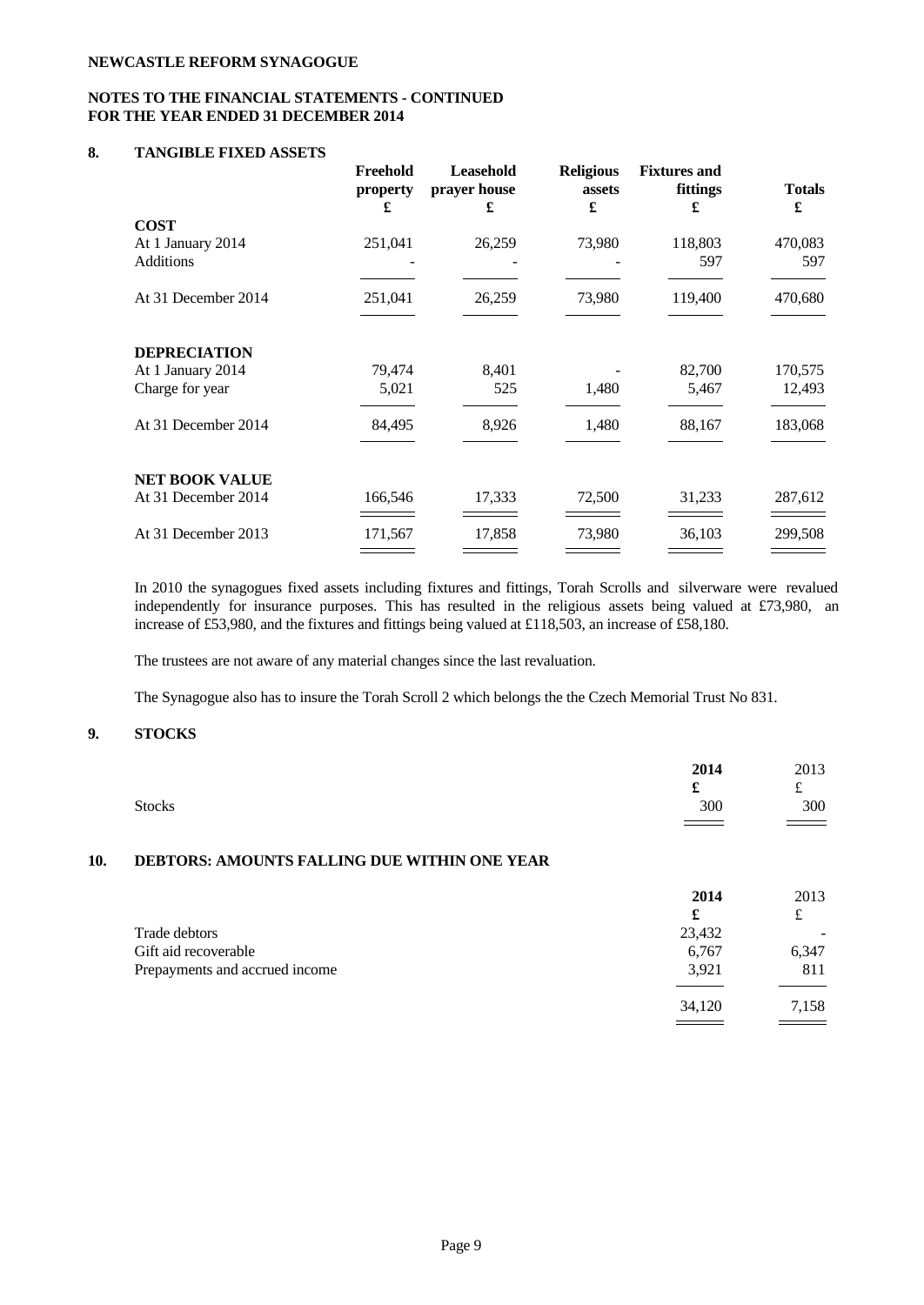**NEWCASTLE REFORM SYNAGOGUE**

**NOTES TO THE FINANCIAL STATEMENTS - CONTINUED**
**FOR THE YEAR ENDED 31 DECEMBER 2014**

## 8. TANGIBLE FIXED ASSETS

| | Freehold property £ | Leasehold prayer house £ | Religious assets £ | Fixtures and fittings £ | Totals £ |
|---|---|---|---|---|---|
| **COST** | | | | | |
| At 1 January 2014 | 251,041 | 26,259 | 73,980 | 118,803 | 470,083 |
| Additions | - | - | - | 597 | 597 |
| At 31 December 2014 | 251,041 | 26,259 | 73,980 | 119,400 | 470,680 |
| **DEPRECIATION** | | | | | |
| At 1 January 2014 | 79,474 | 8,401 | - | 82,700 | 170,575 |
| Charge for year | 5,021 | 525 | 1,480 | 5,467 | 12,493 |
| At 31 December 2014 | 84,495 | 8,926 | 1,480 | 88,167 | 183,068 |
| **NET BOOK VALUE** | | | | | |
| At 31 December 2014 | 166,546 | 17,333 | 72,500 | 31,233 | 287,612 |
| At 31 December 2013 | 171,567 | 17,858 | 73,980 | 36,103 | 299,508 |

In 2010 the synagogues fixed assets including fixtures and fittings, Torah Scrolls and silverware were revalued independently for insurance purposes. This has resulted in the religious assets being valued at £73,980, an increase of £53,980, and the fixtures and fittings being valued at £118,503, an increase of £58,180.

The trustees are not aware of any material changes since the last revaluation.

The Synagogue also has to insure the Torah Scroll 2 which belongs the the Czech Memorial Trust No 831.

## 9. STOCKS

| | 2014 £ | 2013 £ |
|---|---|---|
| Stocks | 300 | 300 |

## 10. DEBTORS: AMOUNTS FALLING DUE WITHIN ONE YEAR

| | 2014 £ | 2013 £ |
|---|---|---|
| Trade debtors | 23,432 | - |
| Gift aid recoverable | 6,767 | 6,347 |
| Prepayments and accrued income | 3,921 | 811 |
| | 34,120 | 7,158 |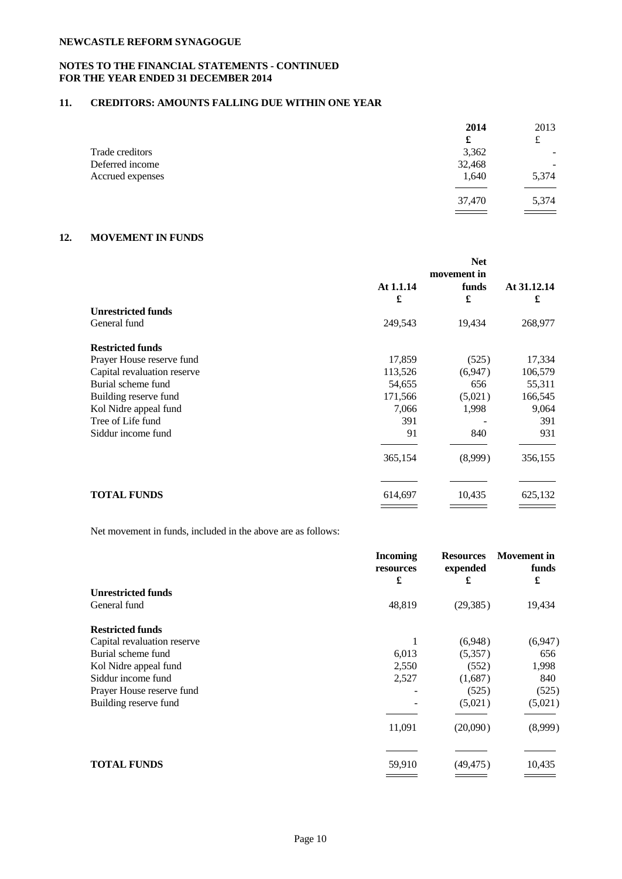**NEWCASTLE REFORM SYNAGOGUE**

**NOTES TO THE FINANCIAL STATEMENTS - CONTINUED**
**FOR THE YEAR ENDED 31 DECEMBER 2014**

## 11. CREDITORS: AMOUNTS FALLING DUE WITHIN ONE YEAR

| | 2014 | 2013 |
|---|---|---|
| | £ | £ |
| Trade creditors | 3,362 | - |
| Deferred income | 32,468 | - |
| Accrued expenses | 1,640 | 5,374 |
| | 37,470 | 5,374 |

## 12. MOVEMENT IN FUNDS

| | At 1.1.14 | Net movement in funds | At 31.12.14 |
|---|---|---|---|
| | £ | £ | £ |
| **Unrestricted funds** | | | |
| General fund | 249,543 | 19,434 | 268,977 |
| **Restricted funds** | | | |
| Prayer House reserve fund | 17,859 | (525) | 17,334 |
| Capital revaluation reserve | 113,526 | (6,947) | 106,579 |
| Burial scheme fund | 54,655 | 656 | 55,311 |
| Building reserve fund | 171,566 | (5,021) | 166,545 |
| Kol Nidre appeal fund | 7,066 | 1,998 | 9,064 |
| Tree of Life fund | 391 | - | 391 |
| Siddur income fund | 91 | 840 | 931 |
| | 365,154 | (8,999) | 356,155 |
| **TOTAL FUNDS** | 614,697 | 10,435 | 625,132 |

Net movement in funds, included in the above are as follows:

| | Incoming resources | Resources expended | Movement in funds |
|---|---|---|---|
| | £ | £ | £ |
| **Unrestricted funds** | | | |
| General fund | 48,819 | (29,385) | 19,434 |
| **Restricted funds** | | | |
| Capital revaluation reserve | 1 | (6,948) | (6,947) |
| Burial scheme fund | 6,013 | (5,357) | 656 |
| Kol Nidre appeal fund | 2,550 | (552) | 1,998 |
| Siddur income fund | 2,527 | (1,687) | 840 |
| Prayer House reserve fund | - | (525) | (525) |
| Building reserve fund | - | (5,021) | (5,021) |
| | 11,091 | (20,090) | (8,999) |
| **TOTAL FUNDS** | 59,910 | (49,475) | 10,435 |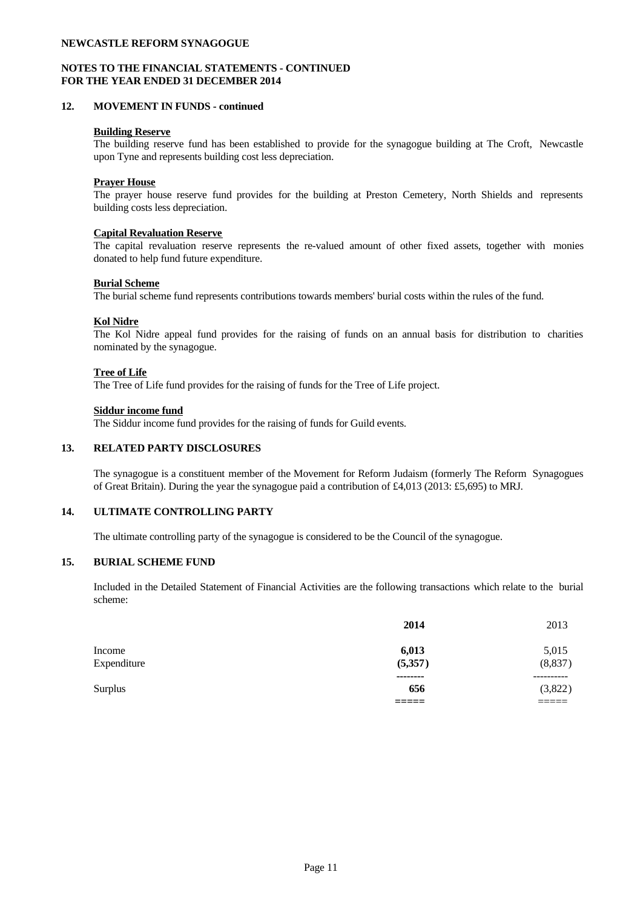**NEWCASTLE REFORM SYNAGOGUE**

**NOTES TO THE FINANCIAL STATEMENTS - CONTINUED**
**FOR THE YEAR ENDED 31 DECEMBER 2014**

## 12. MOVEMENT IN FUNDS - continued

**Building Reserve**
The building reserve fund has been established to provide for the synagogue building at The Croft, Newcastle upon Tyne and represents building cost less depreciation.

**Prayer House**
The prayer house reserve fund provides for the building at Preston Cemetery, North Shields and represents building costs less depreciation.

**Capital Revaluation Reserve**
The capital revaluation reserve represents the re-valued amount of other fixed assets, together with monies donated to help fund future expenditure.

**Burial Scheme**
The burial scheme fund represents contributions towards members' burial costs within the rules of the fund.

**Kol Nidre**
The Kol Nidre appeal fund provides for the raising of funds on an annual basis for distribution to charities nominated by the synagogue.

**Tree of Life**
The Tree of Life fund provides for the raising of funds for the Tree of Life project.

**Siddur income fund**
The Siddur income fund provides for the raising of funds for Guild events.

## 13. RELATED PARTY DISCLOSURES

The synagogue is a constituent member of the Movement for Reform Judaism (formerly The Reform Synagogues of Great Britain). During the year the synagogue paid a contribution of £4,013 (2013: £5,695) to MRJ.

## 14. ULTIMATE CONTROLLING PARTY

The ultimate controlling party of the synagogue is considered to be the Council of the synagogue.

## 15. BURIAL SCHEME FUND

Included in the Detailed Statement of Financial Activities are the following transactions which relate to the burial scheme:

| | **2014** | 2013 |
|---|---|---|
| Income | **6,013** | 5,015 |
| Expenditure | **(5,357)** | (8,837) |
| Surplus | **656** | (3,822) |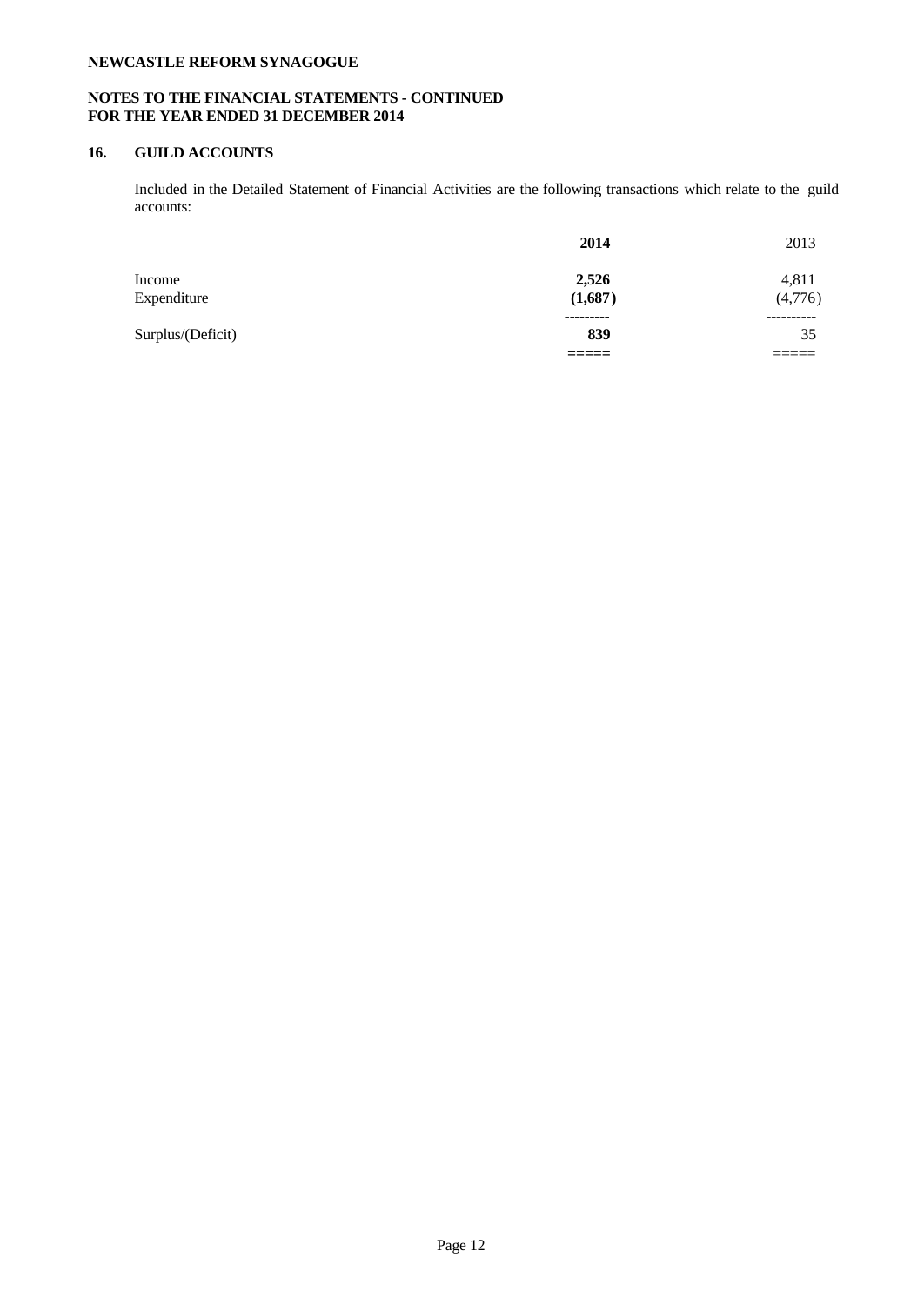**NEWCASTLE REFORM SYNAGOGUE**

**NOTES TO THE FINANCIAL STATEMENTS - CONTINUED**
**FOR THE YEAR ENDED 31 DECEMBER 2014**

## 16. GUILD ACCOUNTS

Included in the Detailed Statement of Financial Activities are the following transactions which relate to the guild accounts:

| | **2014** | 2013 |
|---|---|---|
| Income | **2,526** | 4,811 |
| Expenditure | **(1,687)** | (4,776) |
| Surplus/(Deficit) | **839** | 35 |